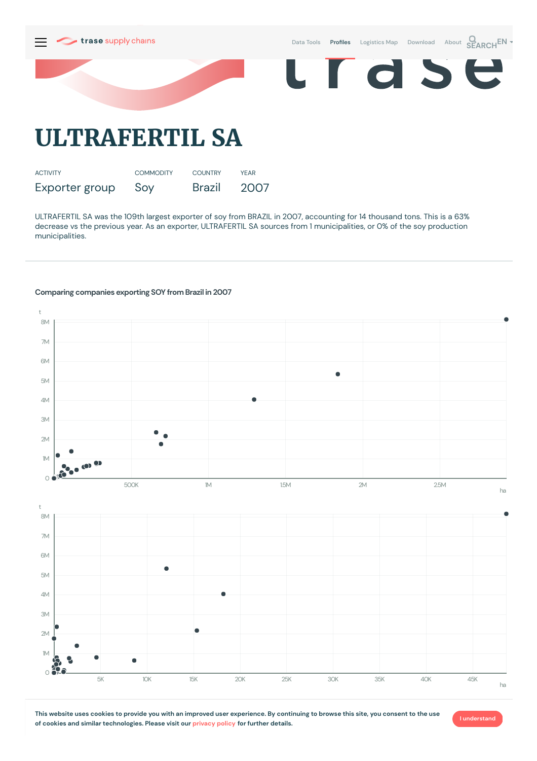# ULTRAFERTIL SA

| ACTIVITY | COMMODITY | COUNTRY | YEAR |
|---|---|---|---|
| Exporter group | Soy | Brazil | 2007 |

ULTRAFERTIL SA was the 109th largest exporter of soy from BRAZIL in 2007, accounting for 14 thousand tons. This is a 63% decrease vs the previous year. As an exporter, ULTRAFERTIL SA sources from 1 municipalities, or 0% of the soy production municipalities.

---

### Comparing companies exporting SOY from Brazil in 2007

This website uses cookies to provide you with an improved user experience. By continuing to browse this site, you consent to the use of cookies and similar technologies. Please visit our privacy policy for further details.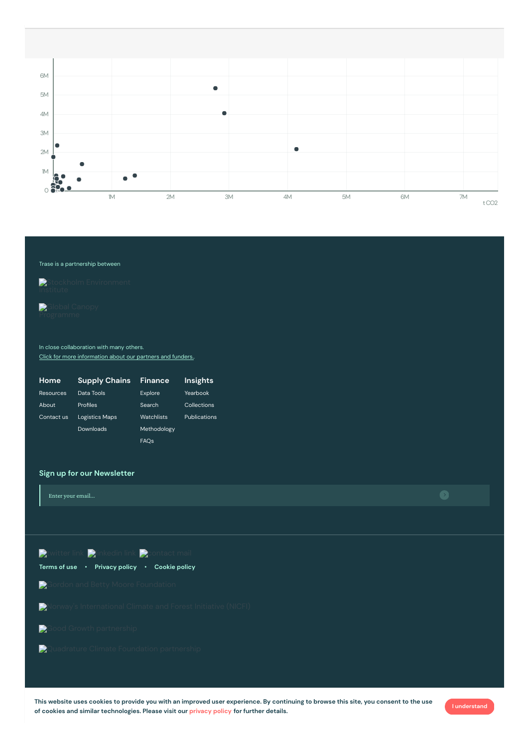6M
5M
4M
3M
2M
1M
0
1M
2M
3M
4M
5M
6M
7M
t CO2

Trase is a partnership between

Stockholm Environment Institute

Global Canopy Programme

In close collaboration with many others.
Click for more information about our partners and funders.

**Home**
- Resources
- About
- Contact us

**Supply Chains**
- Data Tools
- Profiles
- Logistics Maps
- Downloads

**Finance**
- Explore
- Search
- Watchlists
- Methodology
- FAQs

**Insights**
- Yearbook
- Collections
- Publications

## Sign up for our Newsletter

Enter your email...

twitter link  linkedin link  contact mail

**Terms of use** • **Privacy policy** • **Cookie policy**

Gordon and Betty Moore Foundation

Norway's International Climate and Forest Initiative (NICFI)

Good Growth partnership

Quadrature Climate Foundation partnership

**This website uses cookies to provide you with an improved user experience. By continuing to browse this site, you consent to the use of cookies and similar technologies. Please visit our privacy policy for further details.**

I understand